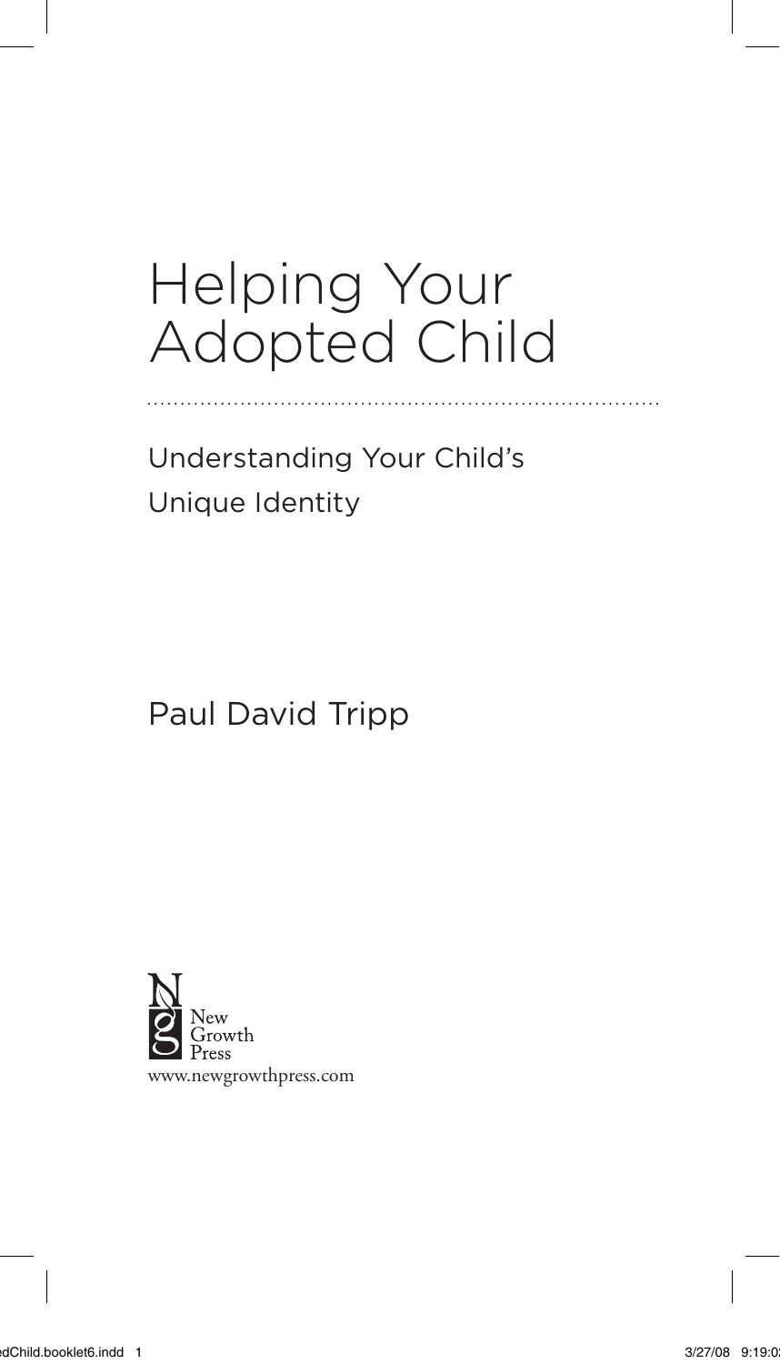# Helping Your Adopted Child

## Understanding Your Child's Unique Identity

Paul David Tripp

New Growth Press
www.newgrowthpress.com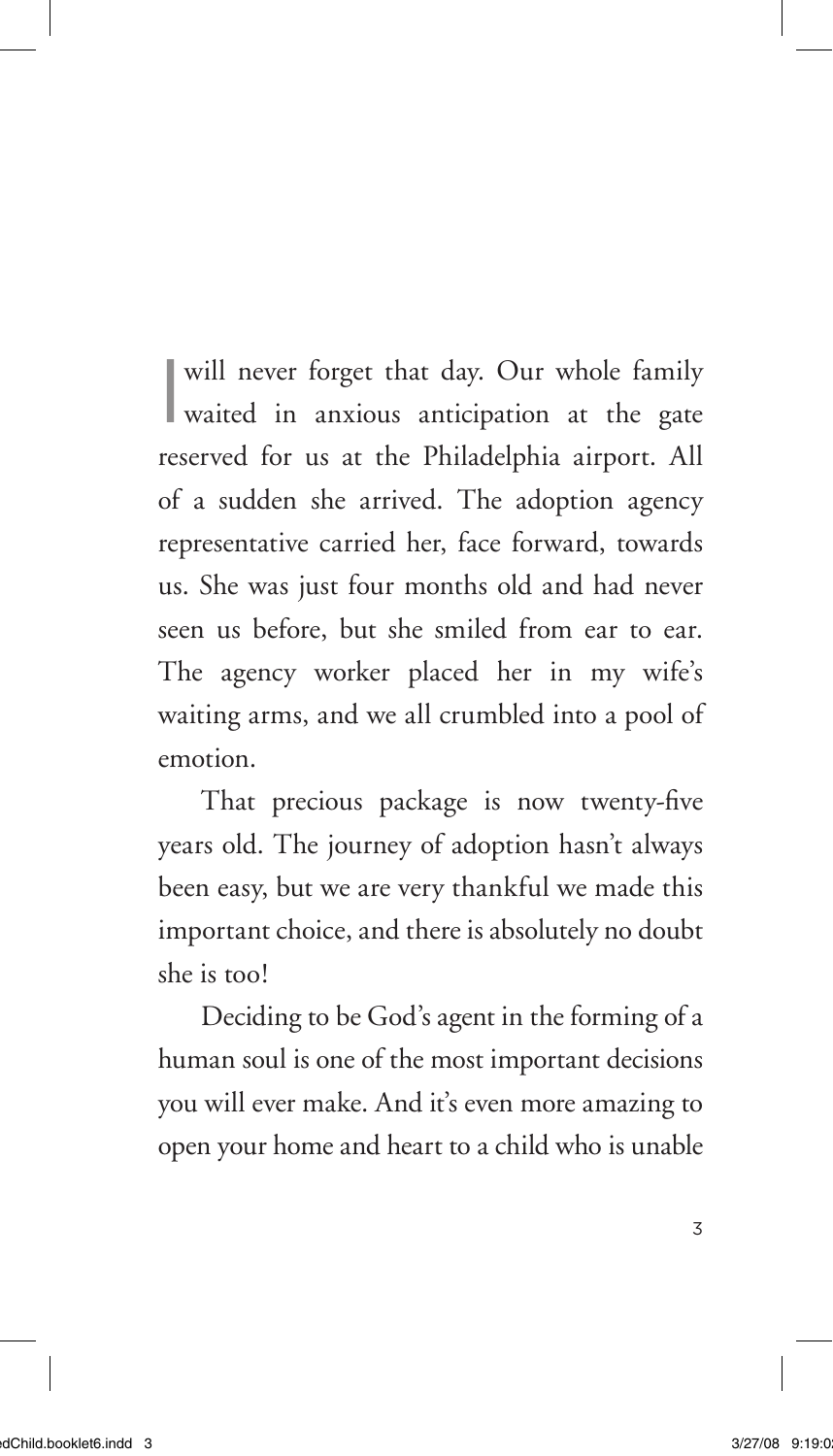I will never forget that day. Our whole family waited in anxious anticipation at the gate reserved for us at the Philadelphia airport. All of a sudden she arrived. The adoption agency representative carried her, face forward, towards us. She was just four months old and had never seen us before, but she smiled from ear to ear. The agency worker placed her in my wife's waiting arms, and we all crumbled into a pool of emotion.

That precious package is now twenty-five years old. The journey of adoption hasn't always been easy, but we are very thankful we made this important choice, and there is absolutely no doubt she is too!

Deciding to be God's agent in the forming of a human soul is one of the most important decisions you will ever make. And it's even more amazing to open your home and heart to a child who is unable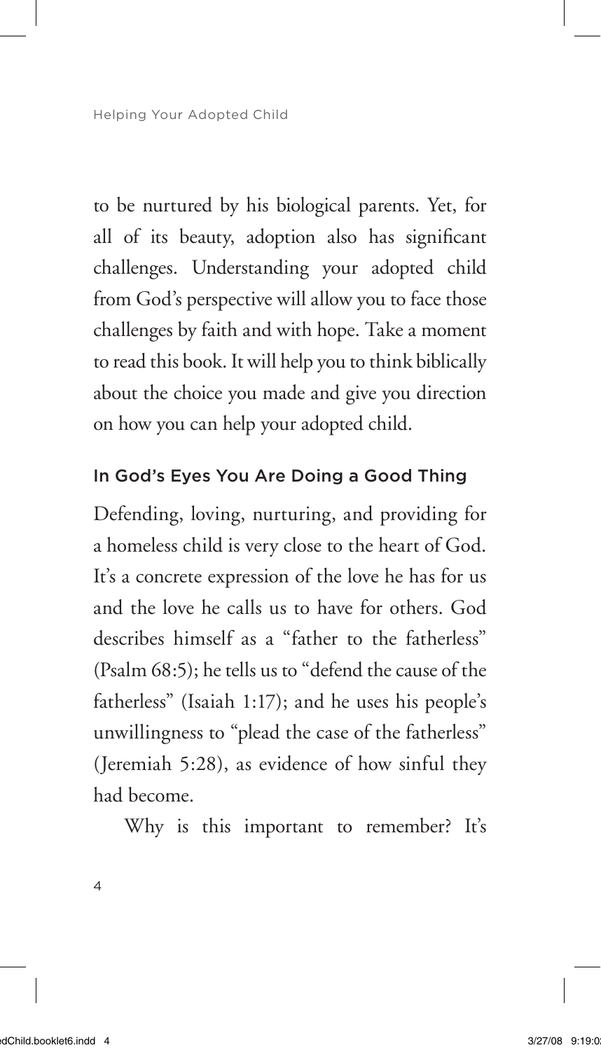to be nurtured by his biological parents. Yet, for all of its beauty, adoption also has significant challenges. Understanding your adopted child from God's perspective will allow you to face those challenges by faith and with hope. Take a moment to read this book. It will help you to think biblically about the choice you made and give you direction on how you can help your adopted child.

## In God's Eyes You Are Doing a Good Thing

Defending, loving, nurturing, and providing for a homeless child is very close to the heart of God. It's a concrete expression of the love he has for us and the love he calls us to have for others. God describes himself as a "father to the fatherless" (Psalm 68:5); he tells us to "defend the cause of the fatherless" (Isaiah 1:17); and he uses his people's unwillingness to "plead the case of the fatherless" (Jeremiah 5:28), as evidence of how sinful they had become.

Why is this important to remember? It's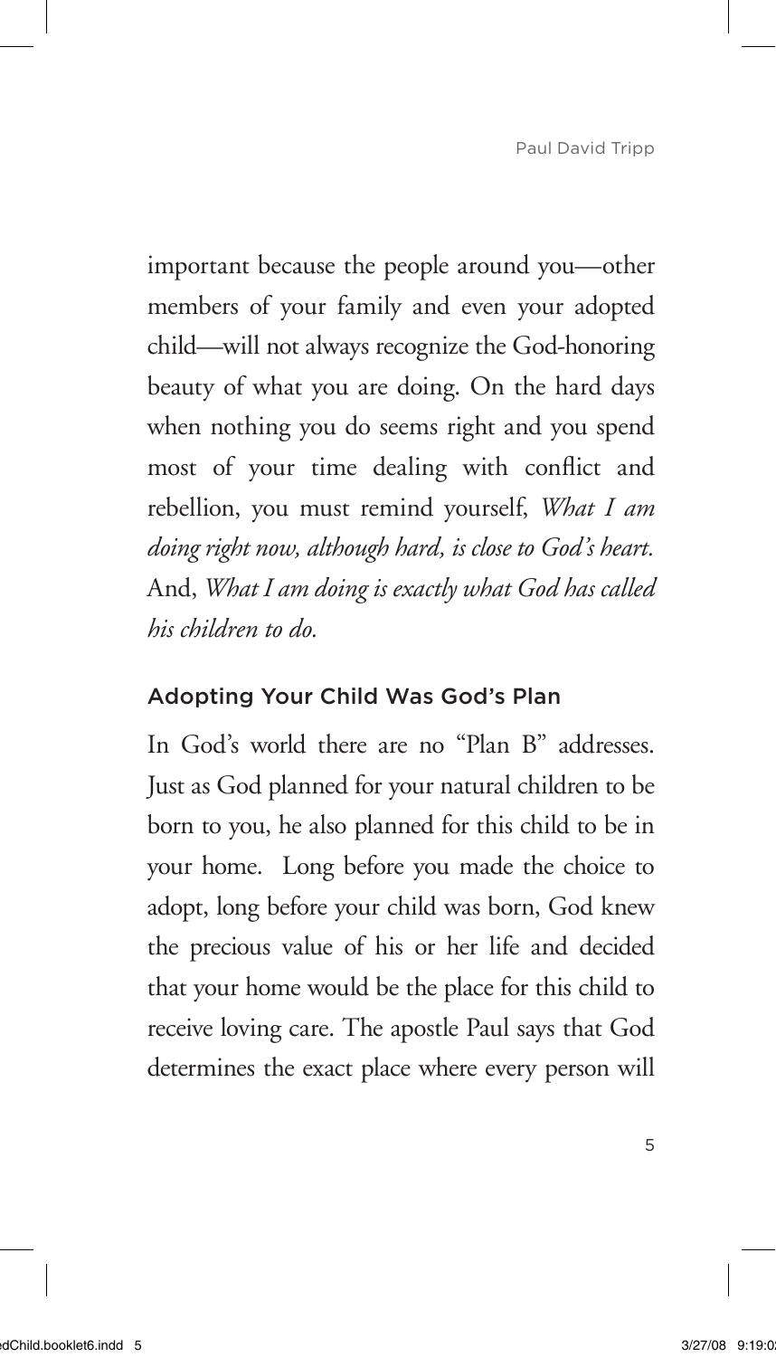important because the people around you—other members of your family and even your adopted child—will not always recognize the God-honoring beauty of what you are doing. On the hard days when nothing you do seems right and you spend most of your time dealing with conflict and rebellion, you must remind yourself, *What I am doing right now, although hard, is close to God's heart.* And, *What I am doing is exactly what God has called his children to do.*

## Adopting Your Child Was God's Plan

In God's world there are no "Plan B" addresses. Just as God planned for your natural children to be born to you, he also planned for this child to be in your home. Long before you made the choice to adopt, long before your child was born, God knew the precious value of his or her life and decided that your home would be the place for this child to receive loving care. The apostle Paul says that God determines the exact place where every person will